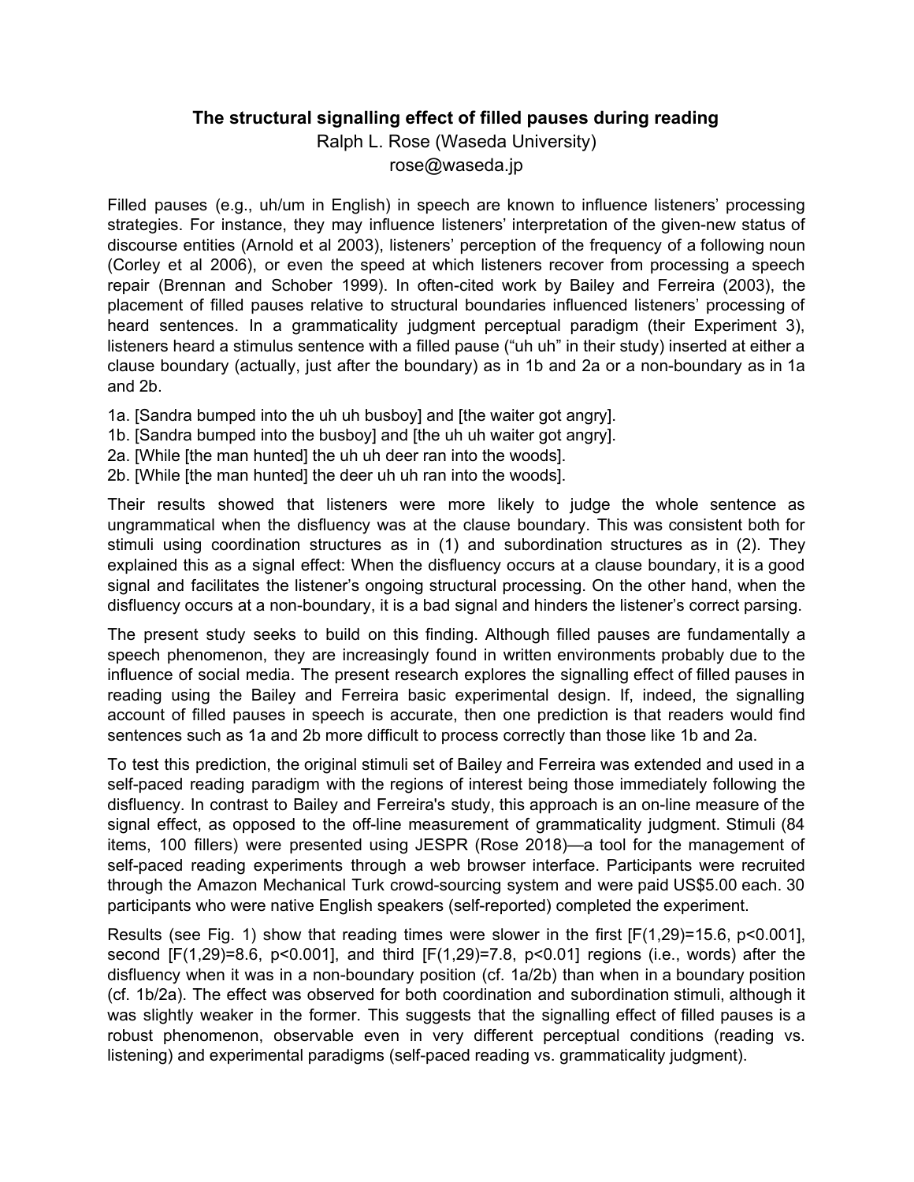# The structural signalling effect of filled pauses during reading

Ralph L. Rose (Waseda University)
rose@waseda.jp

Filled pauses (e.g., uh/um in English) in speech are known to influence listeners' processing strategies. For instance, they may influence listeners' interpretation of the given-new status of discourse entities (Arnold et al 2003), listeners' perception of the frequency of a following noun (Corley et al 2006), or even the speed at which listeners recover from processing a speech repair (Brennan and Schober 1999). In often-cited work by Bailey and Ferreira (2003), the placement of filled pauses relative to structural boundaries influenced listeners' processing of heard sentences. In a grammaticality judgment perceptual paradigm (their Experiment 3), listeners heard a stimulus sentence with a filled pause ("uh uh" in their study) inserted at either a clause boundary (actually, just after the boundary) as in 1b and 2a or a non-boundary as in 1a and 2b.

1a. [Sandra bumped into the uh uh busboy] and [the waiter got angry].
1b. [Sandra bumped into the busboy] and [the uh uh waiter got angry].
2a. [While [the man hunted] the uh uh deer ran into the woods].
2b. [While [the man hunted] the deer uh uh ran into the woods].

Their results showed that listeners were more likely to judge the whole sentence as ungrammatical when the disfluency was at the clause boundary. This was consistent both for stimuli using coordination structures as in (1) and subordination structures as in (2). They explained this as a signal effect: When the disfluency occurs at a clause boundary, it is a good signal and facilitates the listener's ongoing structural processing. On the other hand, when the disfluency occurs at a non-boundary, it is a bad signal and hinders the listener's correct parsing.

The present study seeks to build on this finding. Although filled pauses are fundamentally a speech phenomenon, they are increasingly found in written environments probably due to the influence of social media. The present research explores the signalling effect of filled pauses in reading using the Bailey and Ferreira basic experimental design. If, indeed, the signalling account of filled pauses in speech is accurate, then one prediction is that readers would find sentences such as 1a and 2b more difficult to process correctly than those like 1b and 2a.

To test this prediction, the original stimuli set of Bailey and Ferreira was extended and used in a self-paced reading paradigm with the regions of interest being those immediately following the disfluency. In contrast to Bailey and Ferreira's study, this approach is an on-line measure of the signal effect, as opposed to the off-line measurement of grammaticality judgment. Stimuli (84 items, 100 fillers) were presented using JESPR (Rose 2018)—a tool for the management of self-paced reading experiments through a web browser interface. Participants were recruited through the Amazon Mechanical Turk crowd-sourcing system and were paid US$5.00 each. 30 participants who were native English speakers (self-reported) completed the experiment.

Results (see Fig. 1) show that reading times were slower in the first [$F(1,29)=15.6$, $p<0.001$], second [$F(1,29)=8.6$, $p<0.001$], and third [$F(1,29)=7.8$, $p<0.01$] regions (i.e., words) after the disfluency when it was in a non-boundary position (cf. 1a/2b) than when in a boundary position (cf. 1b/2a). The effect was observed for both coordination and subordination stimuli, although it was slightly weaker in the former. This suggests that the signalling effect of filled pauses is a robust phenomenon, observable even in very different perceptual conditions (reading vs. listening) and experimental paradigms (self-paced reading vs. grammaticality judgment).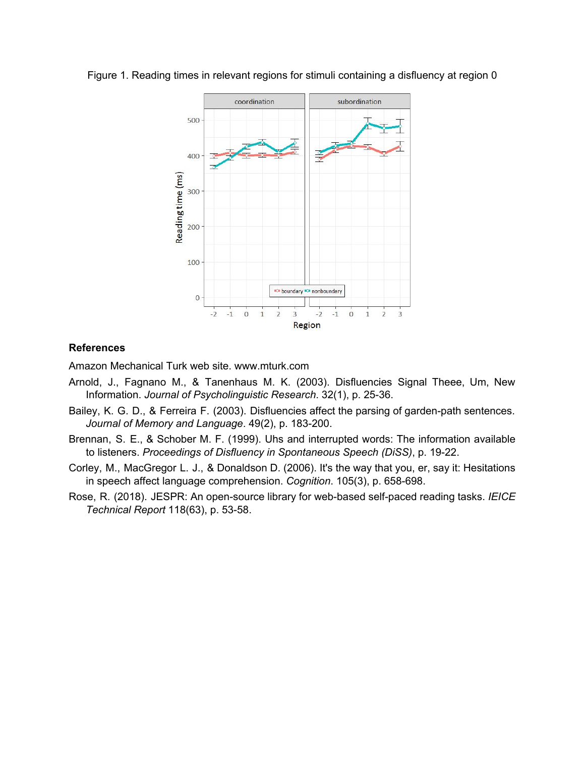Figure 1. Reading times in relevant regions for stimuli containing a disfluency at region 0

coordination

subordination

Reading time (ms)

500

400

300

200

100

0

boundary nonboundary

-2 -1 0 1 2 3 -2 -1 0 1 2 3

Region

## References

Amazon Mechanical Turk web site. www.mturk.com

Arnold, J., Fagnano M., & Tanenhaus M. K. (2003). Disfluencies Signal Theee, Um, New Information. *Journal of Psycholinguistic Research*. 32(1), p. 25-36.

Bailey, K. G. D., & Ferreira F. (2003). Disfluencies affect the parsing of garden-path sentences. *Journal of Memory and Language*. 49(2), p. 183-200.

Brennan, S. E., & Schober M. F. (1999). Uhs and interrupted words: The information available to listeners. *Proceedings of Disfluency in Spontaneous Speech (DiSS)*, p. 19-22.

Corley, M., MacGregor L. J., & Donaldson D. (2006). It's the way that you, er, say it: Hesitations in speech affect language comprehension. *Cognition*. 105(3), p. 658-698.

Rose, R. (2018). JESPR: An open-source library for web-based self-paced reading tasks. *IEICE Technical Report* 118(63), p. 53-58.